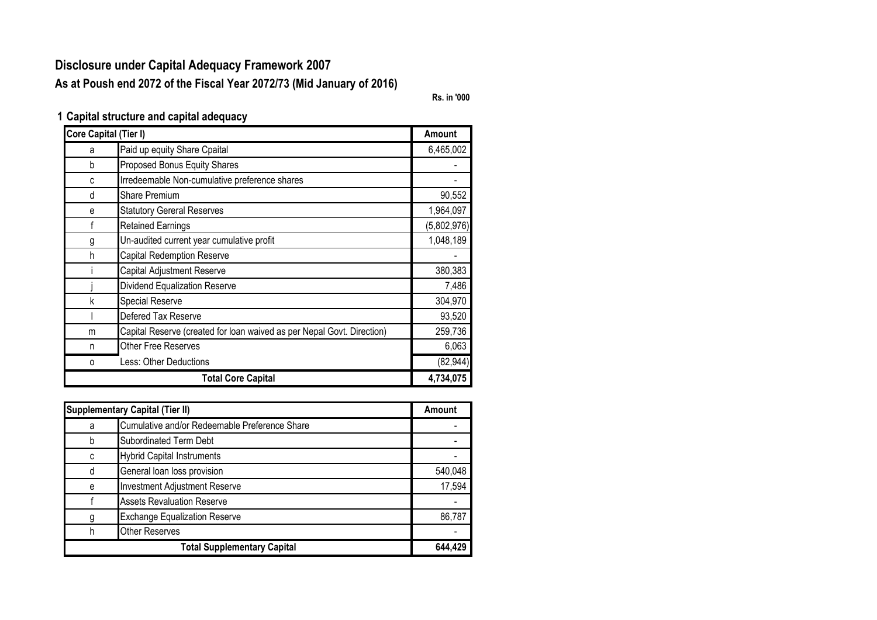# Disclosure under Capital Adequacy Framework 2007

## As at Poush end 2072 of the Fiscal Year 2072/73 (Mid January of 2016)

**Rs. in '000**

### 1 Capital structure and capital adequacy

| Core Capital (Tier I) | | Amount |
|---|---|---|
| a | Paid up equity Share Cpaital | 6,465,002 |
| b | Proposed Bonus Equity Shares | - |
| c | Irredeemable Non-cumulative preference shares | - |
| d | Share Premium | 90,552 |
| e | Statutory Gereral Reserves | 1,964,097 |
| f | Retained Earnings | (5,802,976) |
| g | Un-audited current year cumulative profit | 1,048,189 |
| h | Capital Redemption Reserve | - |
| i | Capital Adjustment Reserve | 380,383 |
| j | Dividend Equalization Reserve | 7,486 |
| k | Special Reserve | 304,970 |
| l | Defered Tax Reserve | 93,520 |
| m | Capital Reserve (created for loan waived as per Nepal Govt. Direction) | 259,736 |
| n | Other Free Reserves | 6,063 |
| o | Less: Other Deductions | (82,944) |
| | **Total Core Capital** | **4,734,075** |

| Supplementary Capital (Tier II) | | Amount |
|---|---|---|
| a | Cumulative and/or Redeemable Preference Share | - |
| b | Subordinated Term Debt | - |
| c | Hybrid Capital Instruments | - |
| d | General loan loss provision | 540,048 |
| e | Investment Adjustment Reserve | 17,594 |
| f | Assets Revaluation Reserve | - |
| g | Exchange Equalization Reserve | 86,787 |
| h | Other Reserves | - |
| | **Total Supplementary Capital** | **644,429** |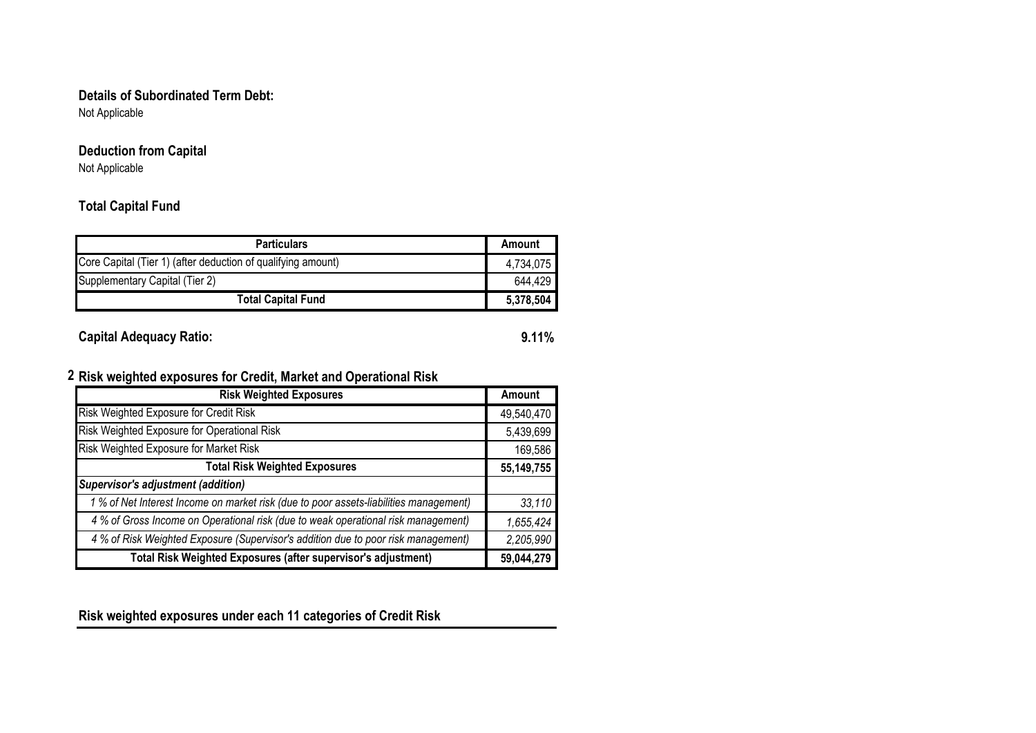### Details of Subordinated Term Debt:

Not Applicable

### Deduction from Capital

Not Applicable

### Total Capital Fund

| Particulars | Amount |
|---|---|
| Core Capital (Tier 1) (after deduction of qualifying amount) | 4,734,075 |
| Supplementary Capital (Tier 2) | 644,429 |
| **Total Capital Fund** | **5,378,504** |

**Capital Adequacy Ratio:** **9.11%**

## 2 Risk weighted exposures for Credit, Market and Operational Risk

| Risk Weighted Exposures | Amount |
|---|---|
| Risk Weighted Exposure for Credit Risk | 49,540,470 |
| Risk Weighted Exposure for Operational Risk | 5,439,699 |
| Risk Weighted Exposure for Market Risk | 169,586 |
| **Total Risk Weighted Exposures** | **55,149,755** |
| ***Supervisor's adjustment (addition)*** | |
| *1 % of Net Interest Income on market risk (due to poor assets-liabilities management)* | *33,110* |
| *4 % of Gross Income on Operational risk (due to weak operational risk management)* | *1,655,424* |
| *4 % of Risk Weighted Exposure (Supervisor's addition due to poor risk management)* | *2,205,990* |
| **Total Risk Weighted Exposures (after supervisor's adjustment)** | **59,044,279** |

### Risk weighted exposures under each 11 categories of Credit Risk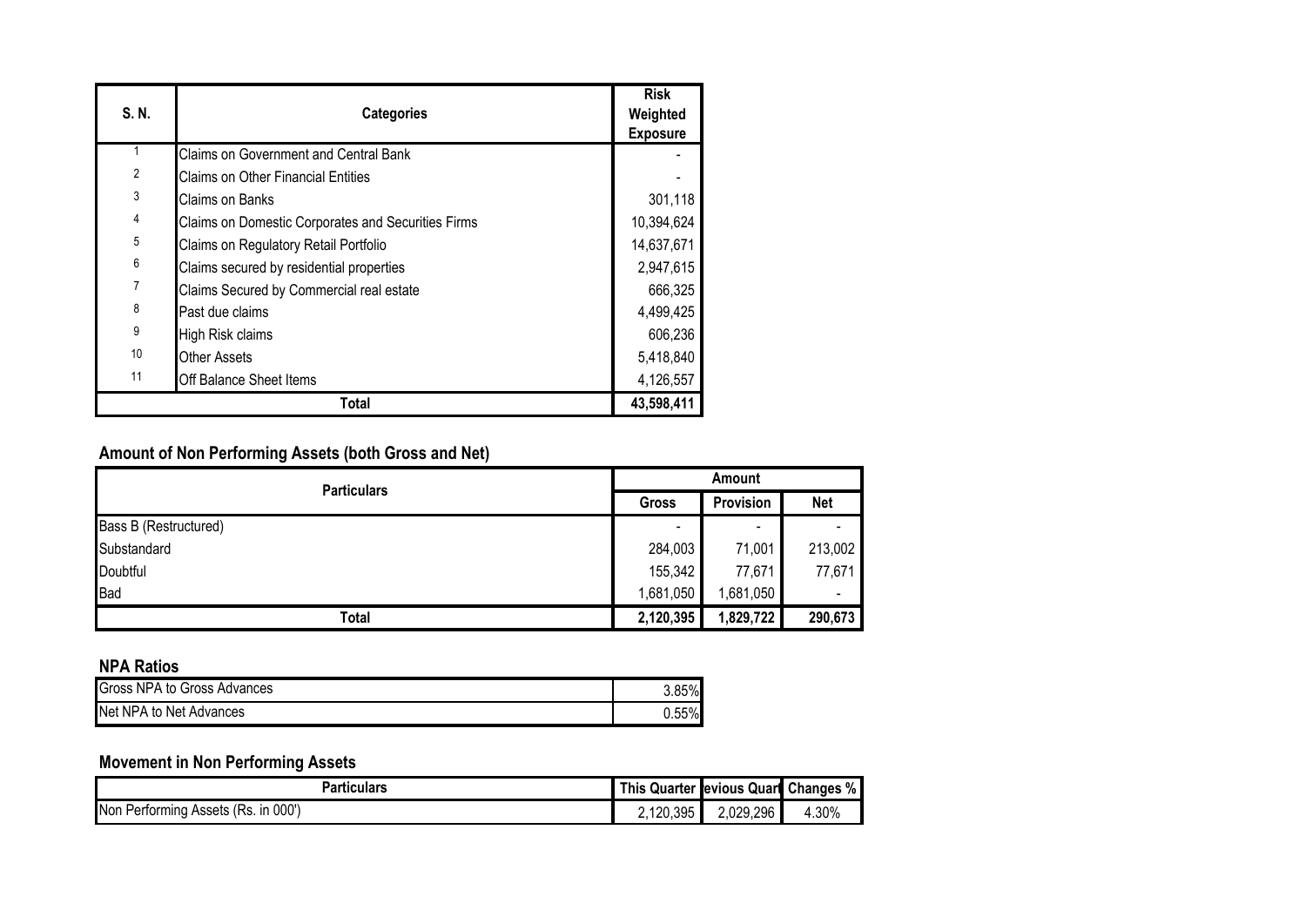| S. N. | Categories | Risk Weighted Exposure |
|---|---|---|
| 1 | Claims on Government and Central Bank | - |
| 2 | Claims on Other Financial Entities | - |
| 3 | Claims on Banks | 301,118 |
| 4 | Claims on Domestic Corporates and Securities Firms | 10,394,624 |
| 5 | Claims on Regulatory Retail Portfolio | 14,637,671 |
| 6 | Claims secured by residential properties | 2,947,615 |
| 7 | Claims Secured by Commercial real estate | 666,325 |
| 8 | Past due claims | 4,499,425 |
| 9 | High Risk claims | 606,236 |
| 10 | Other Assets | 5,418,840 |
| 11 | Off Balance Sheet Items | 4,126,557 |
| | **Total** | **43,598,411** |

## Amount of Non Performing Assets (both Gross and Net)

| Particulars | Amount | | |
|---|---|---|---|
| | Gross | Provision | Net |
| Bass B (Restructured) | - | - | - |
| Substandard | 284,003 | 71,001 | 213,002 |
| Doubtful | 155,342 | 77,671 | 77,671 |
| Bad | 1,681,050 | 1,681,050 | - |
| **Total** | **2,120,395** | **1,829,722** | **290,673** |

## NPA Ratios

| | |
|---|---|
| Gross NPA to Gross Advances | 3.85% |
| Net NPA to Net Advances | 0.55% |

## Movement in Non Performing Assets

| Particulars | This Quarter | evious Quart | Changes % |
|---|---|---|---|
| Non Performing Assets (Rs. in 000') | 2,120,395 | 2,029,296 | 4.30% |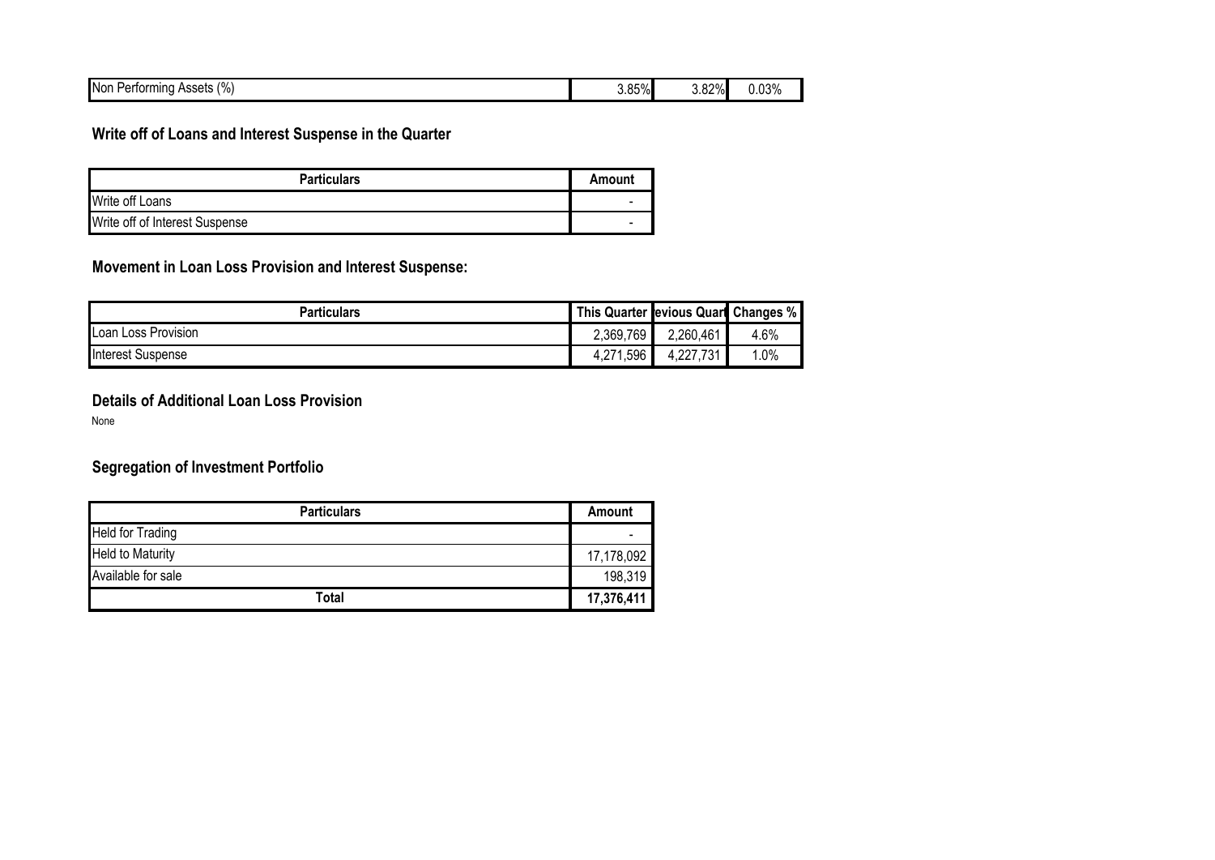| | | | |
|---|---|---|---|
| Non Performing Assets (%) | 3.85% | 3.82% | 0.03% |

## Write off of Loans and Interest Suspense in the Quarter

| Particulars | Amount |
|---|---|
| Write off Loans | - |
| Write off of Interest Suspense | - |

## Movement in Loan Loss Provision and Interest Suspense:

| Particulars | This Quarter | evious Quar | Changes % |
|---|---|---|---|
| Loan Loss Provision | 2,369,769 | 2,260,461 | 4.6% |
| Interest Suspense | 4,271,596 | 4,227,731 | 1.0% |

## Details of Additional Loan Loss Provision

None

## Segregation of Investment Portfolio

| Particulars | Amount |
|---|---|
| Held for Trading | - |
| Held to Maturity | 17,178,092 |
| Available for sale | 198,319 |
| **Total** | **17,376,411** |